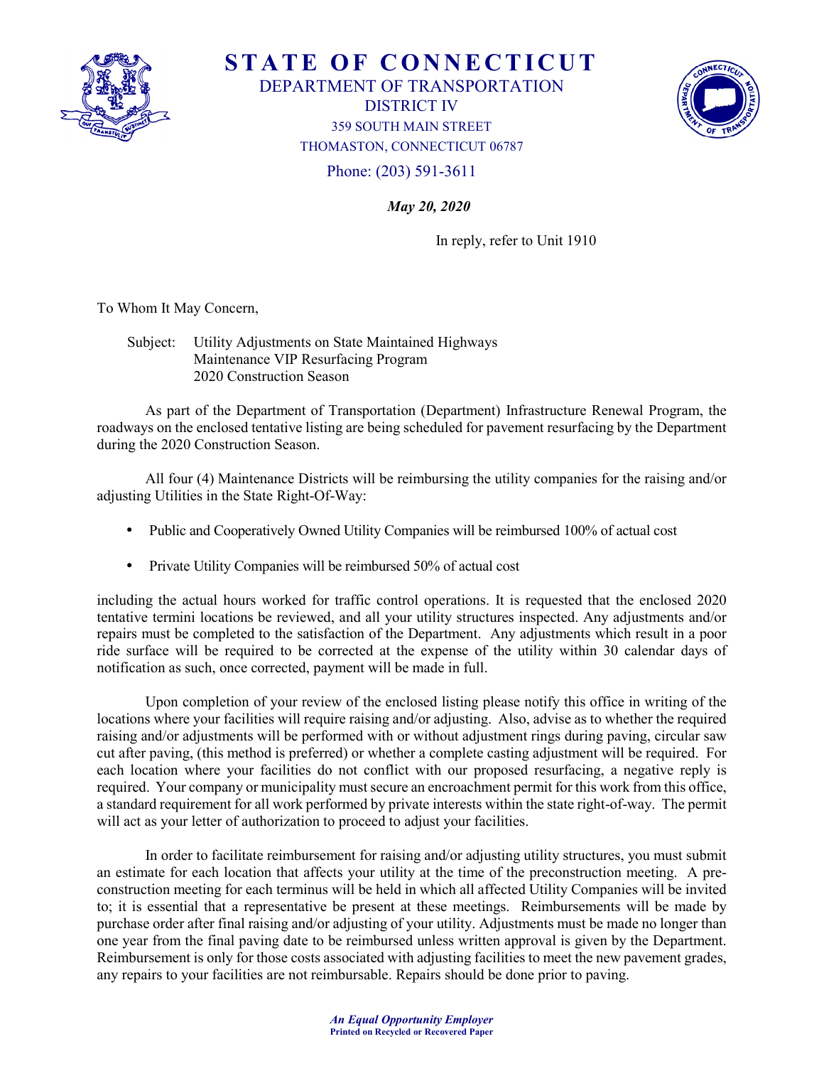# STATE OF CONNECTICUT

## DEPARTMENT OF TRANSPORTATION

### DISTRICT IV

359 SOUTH MAIN STREET
THOMASTON, CONNECTICUT 06787

Phone: (203) 591-3611

***May 20, 2020***

In reply, refer to Unit 1910

To Whom It May Concern,

Subject: Utility Adjustments on State Maintained Highways
Maintenance VIP Resurfacing Program
2020 Construction Season

As part of the Department of Transportation (Department) Infrastructure Renewal Program, the roadways on the enclosed tentative listing are being scheduled for pavement resurfacing by the Department during the 2020 Construction Season.

All four (4) Maintenance Districts will be reimbursing the utility companies for the raising and/or adjusting Utilities in the State Right-Of-Way:

- Public and Cooperatively Owned Utility Companies will be reimbursed 100% of actual cost
- Private Utility Companies will be reimbursed 50% of actual cost

including the actual hours worked for traffic control operations. It is requested that the enclosed 2020 tentative termini locations be reviewed, and all your utility structures inspected. Any adjustments and/or repairs must be completed to the satisfaction of the Department. Any adjustments which result in a poor ride surface will be required to be corrected at the expense of the utility within 30 calendar days of notification as such, once corrected, payment will be made in full.

Upon completion of your review of the enclosed listing please notify this office in writing of the locations where your facilities will require raising and/or adjusting. Also, advise as to whether the required raising and/or adjustments will be performed with or without adjustment rings during paving, circular saw cut after paving, (this method is preferred) or whether a complete casting adjustment will be required. For each location where your facilities do not conflict with our proposed resurfacing, a negative reply is required. Your company or municipality must secure an encroachment permit for this work from this office, a standard requirement for all work performed by private interests within the state right-of-way. The permit will act as your letter of authorization to proceed to adjust your facilities.

In order to facilitate reimbursement for raising and/or adjusting utility structures, you must submit an estimate for each location that affects your utility at the time of the preconstruction meeting. A pre-construction meeting for each terminus will be held in which all affected Utility Companies will be invited to; it is essential that a representative be present at these meetings. Reimbursements will be made by purchase order after final raising and/or adjusting of your utility. Adjustments must be made no longer than one year from the final paving date to be reimbursed unless written approval is given by the Department. Reimbursement is only for those costs associated with adjusting facilities to meet the new pavement grades, any repairs to your facilities are not reimbursable. Repairs should be done prior to paving.

***An Equal Opportunity Employer***
**Printed on Recycled or Recovered Paper**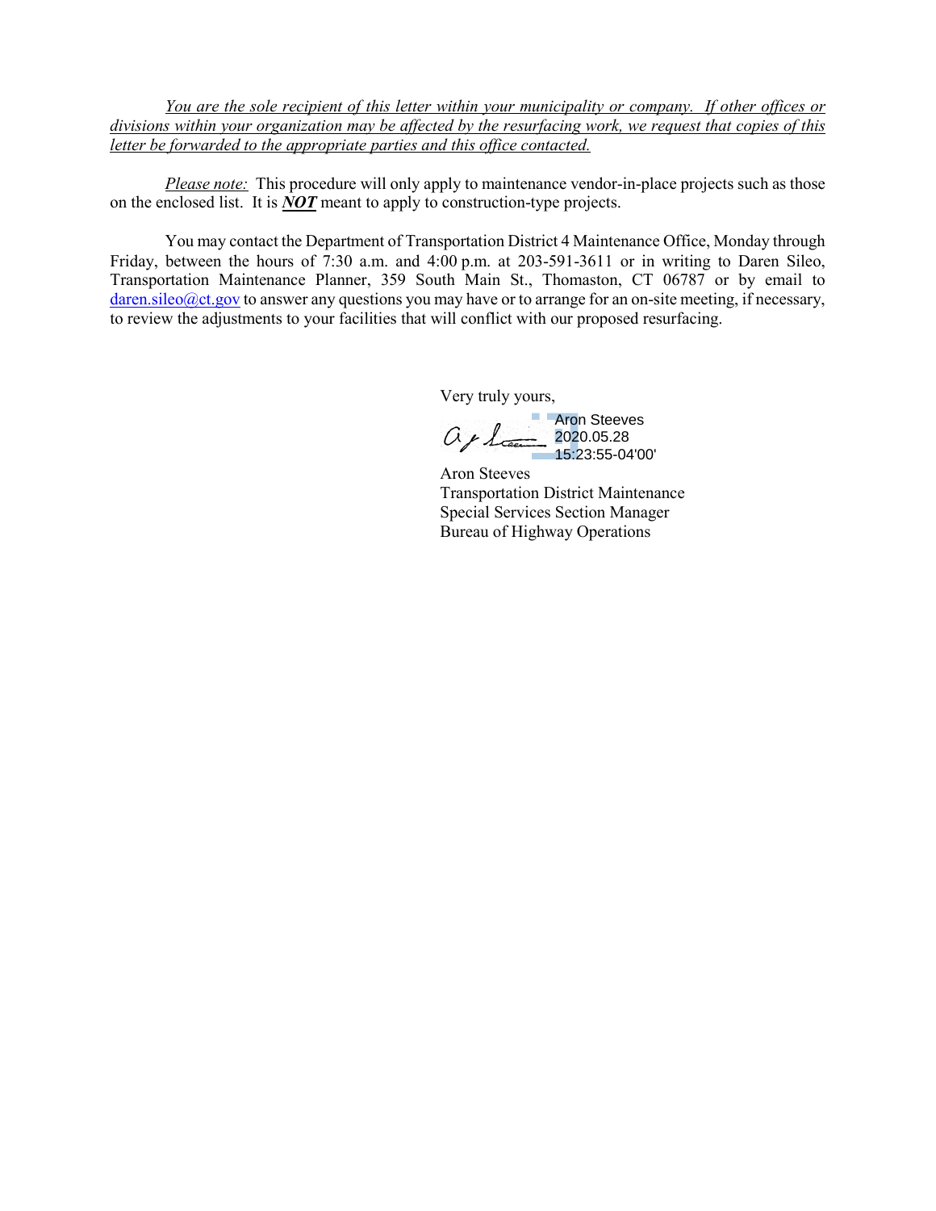*<u>You are the sole recipient of this letter within your municipality or company. If other offices or divisions within your organization may be affected by the resurfacing work, we request that copies of this letter be forwarded to the appropriate parties and this office contacted.</u>*

*<u>Please note:</u>* This procedure will only apply to maintenance vendor-in-place projects such as those on the enclosed list. It is ***<u>NOT</u>*** meant to apply to construction-type projects.

You may contact the Department of Transportation District 4 Maintenance Office, Monday through Friday, between the hours of 7:30 a.m. and 4:00 p.m. at 203-591-3611 or in writing to Daren Sileo, Transportation Maintenance Planner, 359 South Main St., Thomaston, CT 06787 or by email to daren.sileo@ct.gov to answer any questions you may have or to arrange for an on-site meeting, if necessary, to review the adjustments to your facilities that will conflict with our proposed resurfacing.

Very truly yours,

Aron Steeves
2020.05.28
15:23:55-04'00'

Aron Steeves
Transportation District Maintenance
Special Services Section Manager
Bureau of Highway Operations